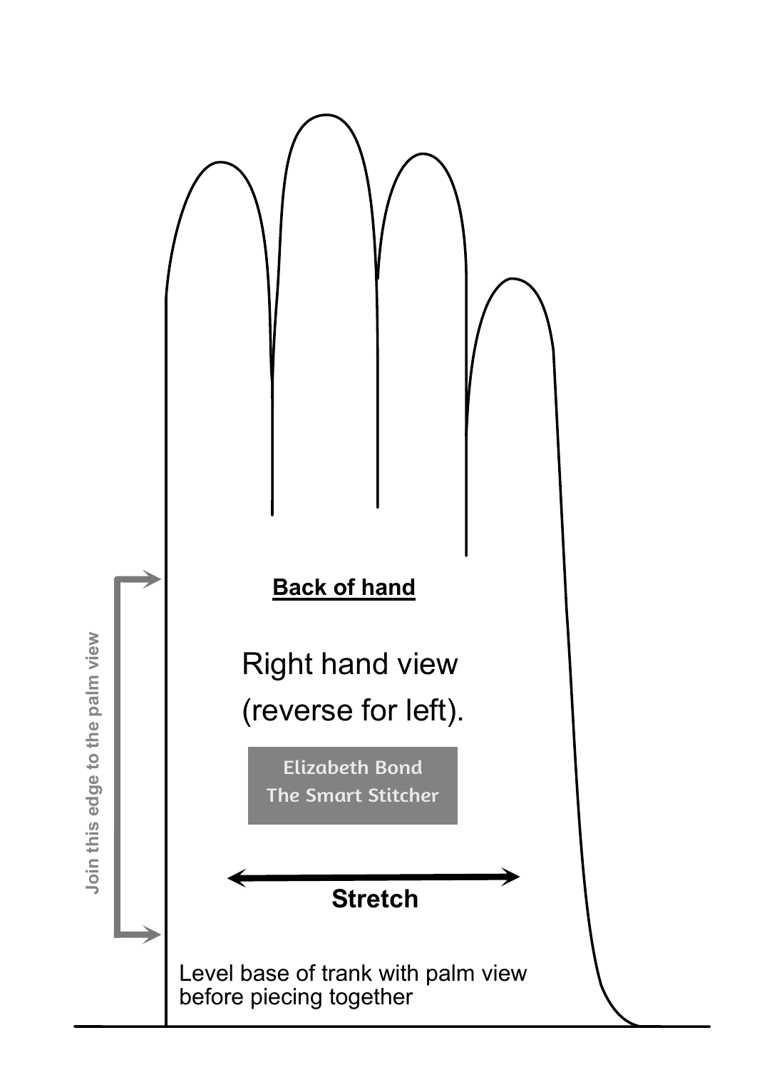**Back of hand**

Right hand view

(reverse for left).

Elizabeth Bond
The Smart Stitcher

Stretch

Join this edge to the palm view

Level base of trank with palm view
before piecing together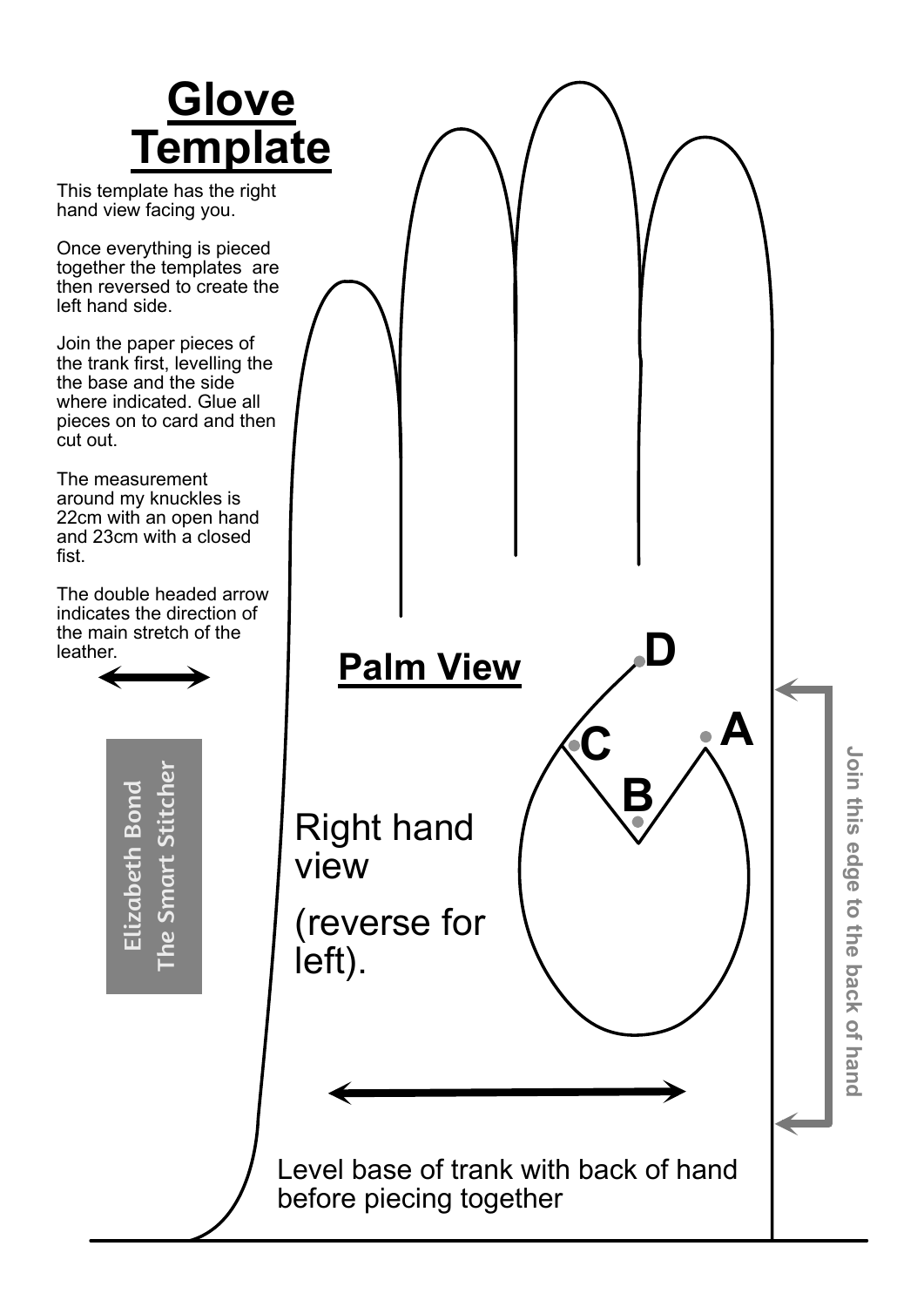# Glove Template

This template has the right hand view facing you.

Once everything is pieced together the templates are then reversed to create the left hand side.

Join the paper pieces of the trank first, levelling the the base and the side where indicated. Glue all pieces on to card and then cut out.

The measurement around my knuckles is 22cm with an open hand and 23cm with a closed fist.

The double headed arrow indicates the direction of the main stretch of the leather.

Elizabeth Bond
The Smart Stitcher

## Palm View

D

C

A

B

Right hand view

(reverse for left).

Join this edge to the back of hand

Level base of trank with back of hand before piecing together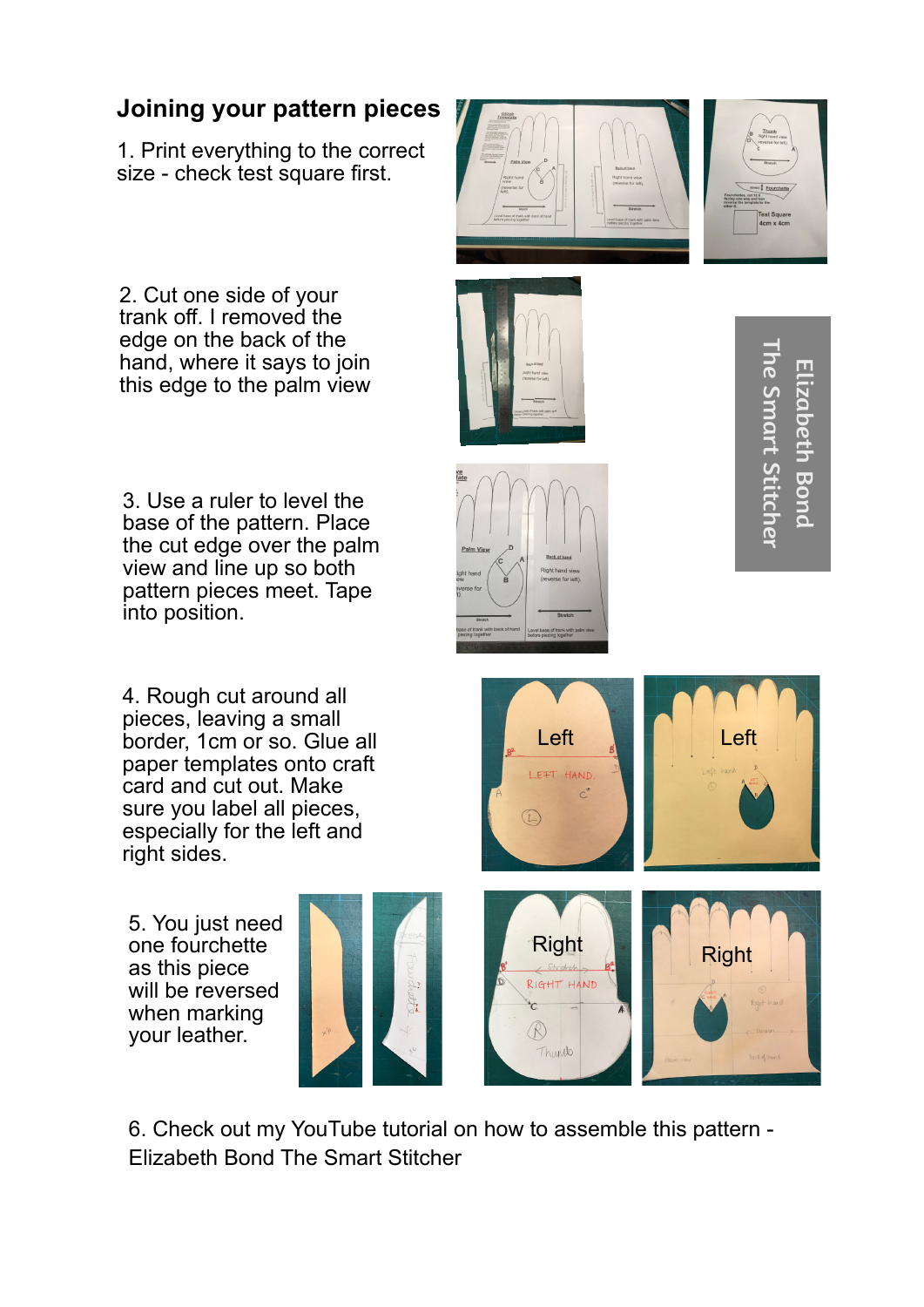## Joining your pattern pieces

1. Print everything to the correct size - check test square first.

2. Cut one side of your trank off. I removed the edge on the back of the hand, where it says to join this edge to the palm view

3. Use a ruler to level the base of the pattern. Place the cut edge over the palm view and line up so both pattern pieces meet. Tape into position.

4. Rough cut around all pieces, leaving a small border, 1cm or so. Glue all paper templates onto craft card and cut out. Make sure you label all pieces, especially for the left and right sides.

5. You just need one fourchette as this piece will be reversed when marking your leather.

6. Check out my YouTube tutorial on how to assemble this pattern - Elizabeth Bond The Smart Stitcher

Elizabeth Bond
The Smart Stitcher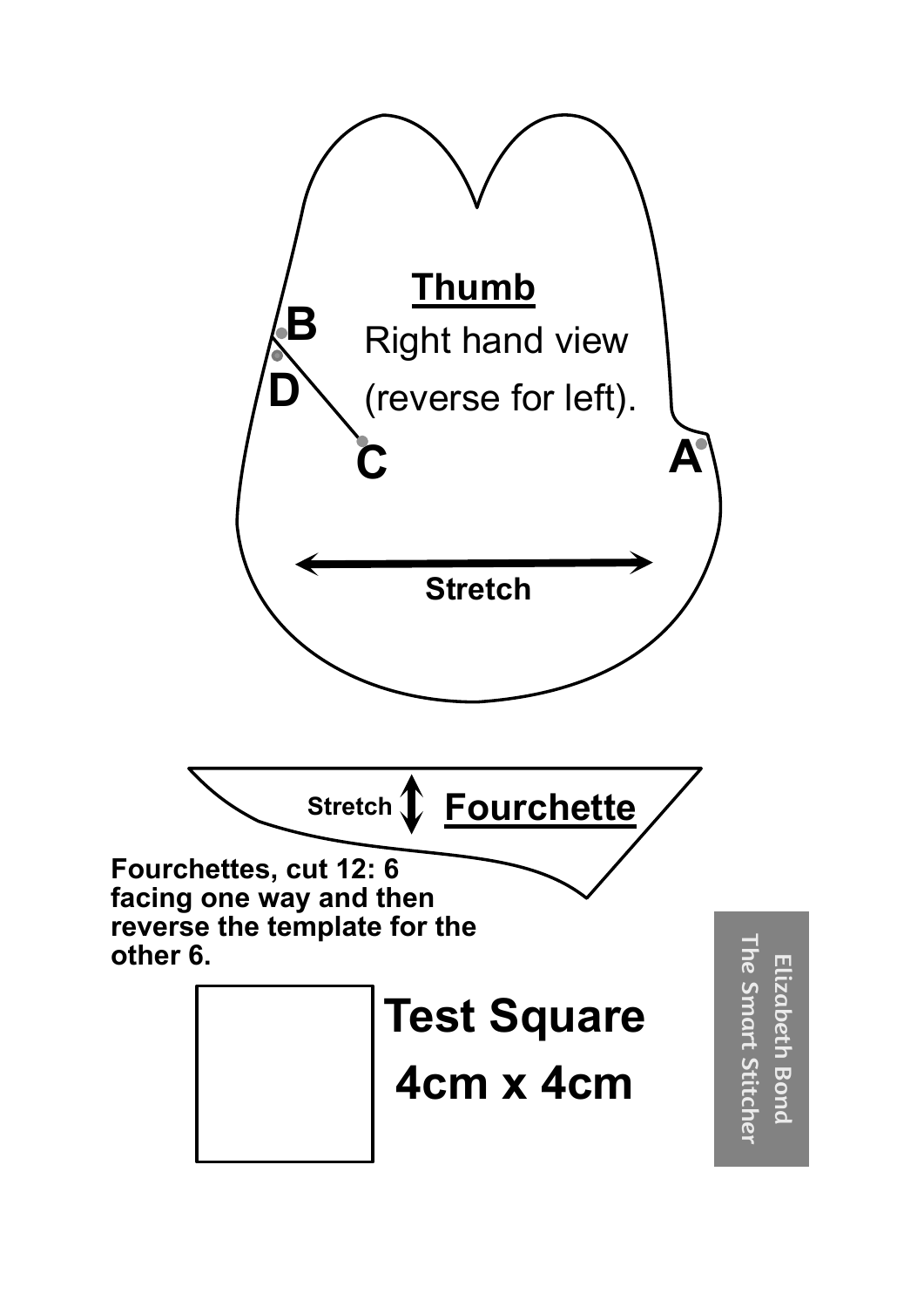**Thumb**

Right hand view (reverse for left).

B

D

C

A

**Stretch**

**Stretch** **Fourchette**

**Fourchettes, cut 12: 6 facing one way and then reverse the template for the other 6.**

**Test Square 4cm x 4cm**

Elizabeth Bond
The Smart Stitcher